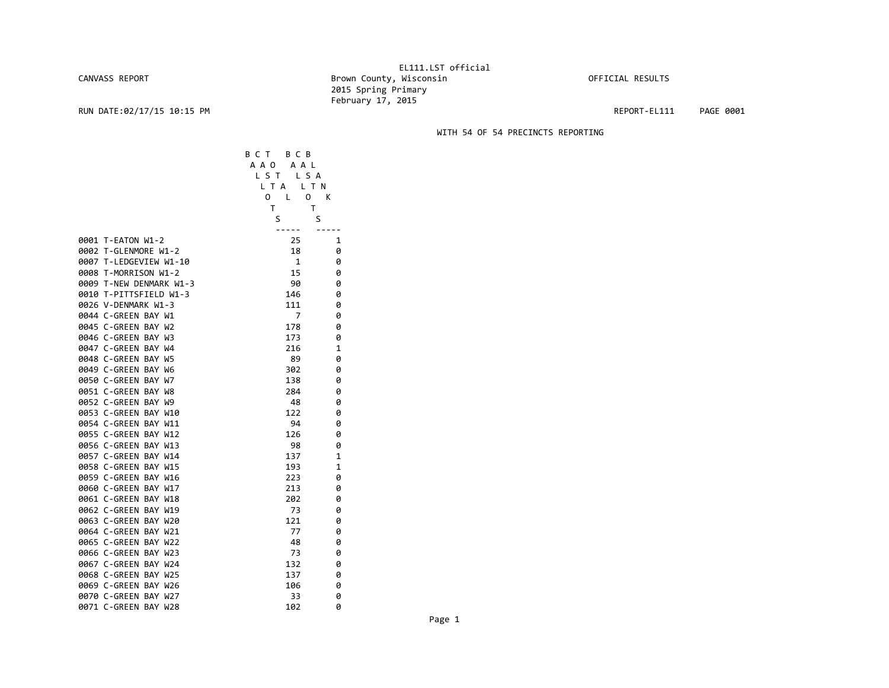EL111.LST official

CANVASS REPORT

Brown County, Wisconsin

2015 Spring Primary

February 17, 2015

OFFICIAL RESULTS

RUN DATE:02/17/15 10:15 PM

REPORT-EL111

WITH 54 OF 54 PRECINCTS REPORTING

| | BALLOTS CAST TOTAL | BALLOTS CAST BLANK |
|---|---|---|
| 0001 T-EATON W1-2 | 25 | 1 |
| 0002 T-GLENMORE W1-2 | 18 | 0 |
| 0007 T-LEDGEVIEW W1-10 | 1 | 0 |
| 0008 T-MORRISON W1-2 | 15 | 0 |
| 0009 T-NEW DENMARK W1-3 | 90 | 0 |
| 0010 T-PITTSFIELD W1-3 | 146 | 0 |
| 0026 V-DENMARK W1-3 | 111 | 0 |
| 0044 C-GREEN BAY W1 | 7 | 0 |
| 0045 C-GREEN BAY W2 | 178 | 0 |
| 0046 C-GREEN BAY W3 | 173 | 0 |
| 0047 C-GREEN BAY W4 | 216 | 1 |
| 0048 C-GREEN BAY W5 | 89 | 0 |
| 0049 C-GREEN BAY W6 | 302 | 0 |
| 0050 C-GREEN BAY W7 | 138 | 0 |
| 0051 C-GREEN BAY W8 | 284 | 0 |
| 0052 C-GREEN BAY W9 | 48 | 0 |
| 0053 C-GREEN BAY W10 | 122 | 0 |
| 0054 C-GREEN BAY W11 | 94 | 0 |
| 0055 C-GREEN BAY W12 | 126 | 0 |
| 0056 C-GREEN BAY W13 | 98 | 0 |
| 0057 C-GREEN BAY W14 | 137 | 1 |
| 0058 C-GREEN BAY W15 | 193 | 1 |
| 0059 C-GREEN BAY W16 | 223 | 0 |
| 0060 C-GREEN BAY W17 | 213 | 0 |
| 0061 C-GREEN BAY W18 | 202 | 0 |
| 0062 C-GREEN BAY W19 | 73 | 0 |
| 0063 C-GREEN BAY W20 | 121 | 0 |
| 0064 C-GREEN BAY W21 | 77 | 0 |
| 0065 C-GREEN BAY W22 | 48 | 0 |
| 0066 C-GREEN BAY W23 | 73 | 0 |
| 0067 C-GREEN BAY W24 | 132 | 0 |
| 0068 C-GREEN BAY W25 | 137 | 0 |
| 0069 C-GREEN BAY W26 | 106 | 0 |
| 0070 C-GREEN BAY W27 | 33 | 0 |
| 0071 C-GREEN BAY W28 | 102 | 0 |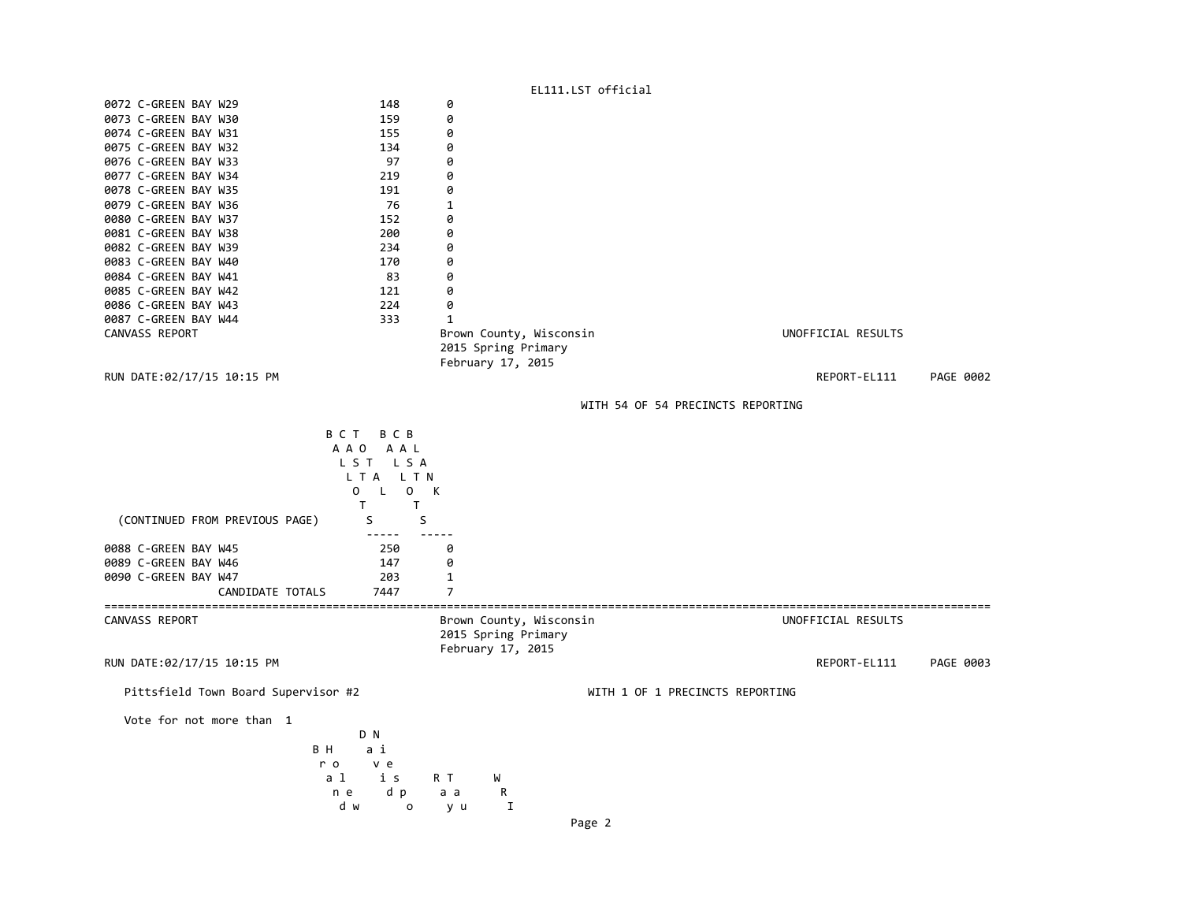| | | |
|---|---|---|
| 0072 C-GREEN BAY W29 | 148 | 0 |
| 0073 C-GREEN BAY W30 | 159 | 0 |
| 0074 C-GREEN BAY W31 | 155 | 0 |
| 0075 C-GREEN BAY W32 | 134 | 0 |
| 0076 C-GREEN BAY W33 | 97 | 0 |
| 0077 C-GREEN BAY W34 | 219 | 0 |
| 0078 C-GREEN BAY W35 | 191 | 0 |
| 0079 C-GREEN BAY W36 | 76 | 1 |
| 0080 C-GREEN BAY W37 | 152 | 0 |
| 0081 C-GREEN BAY W38 | 200 | 0 |
| 0082 C-GREEN BAY W39 | 234 | 0 |
| 0083 C-GREEN BAY W40 | 170 | 0 |
| 0084 C-GREEN BAY W41 | 83 | 0 |
| 0085 C-GREEN BAY W42 | 121 | 0 |
| 0086 C-GREEN BAY W43 | 224 | 0 |
| 0087 C-GREEN BAY W44 | 333 | 1 |

CANVASS REPORT — Brown County, Wisconsin — UNOFFICIAL RESULTS
2015 Spring Primary
February 17, 2015

RUN DATE:02/17/15 10:15 PM — REPORT-EL111 — PAGE 0002

WITH 54 OF 54 PRECINCTS REPORTING

| (CONTINUED FROM PREVIOUS PAGE) | BALLOTS CAST | BALLOTS BLANK |
|---|---|---|
| 0088 C-GREEN BAY W45 | 250 | 0 |
| 0089 C-GREEN BAY W46 | 147 | 0 |
| 0090 C-GREEN BAY W47 | 203 | 1 |
| CANDIDATE TOTALS | 7447 | 7 |

---

CANVASS REPORT — Brown County, Wisconsin — UNOFFICIAL RESULTS
2015 Spring Primary
February 17, 2015

RUN DATE:02/17/15 10:15 PM — REPORT-EL111 — PAGE 0003

Pittsfield Town Board Supervisor #2 — WITH 1 OF 1 PRECINCTS REPORTING

Vote for not more than 1

| Brandon Howe | David Nispel | Ray Tau | WRI |
|---|---|---|---|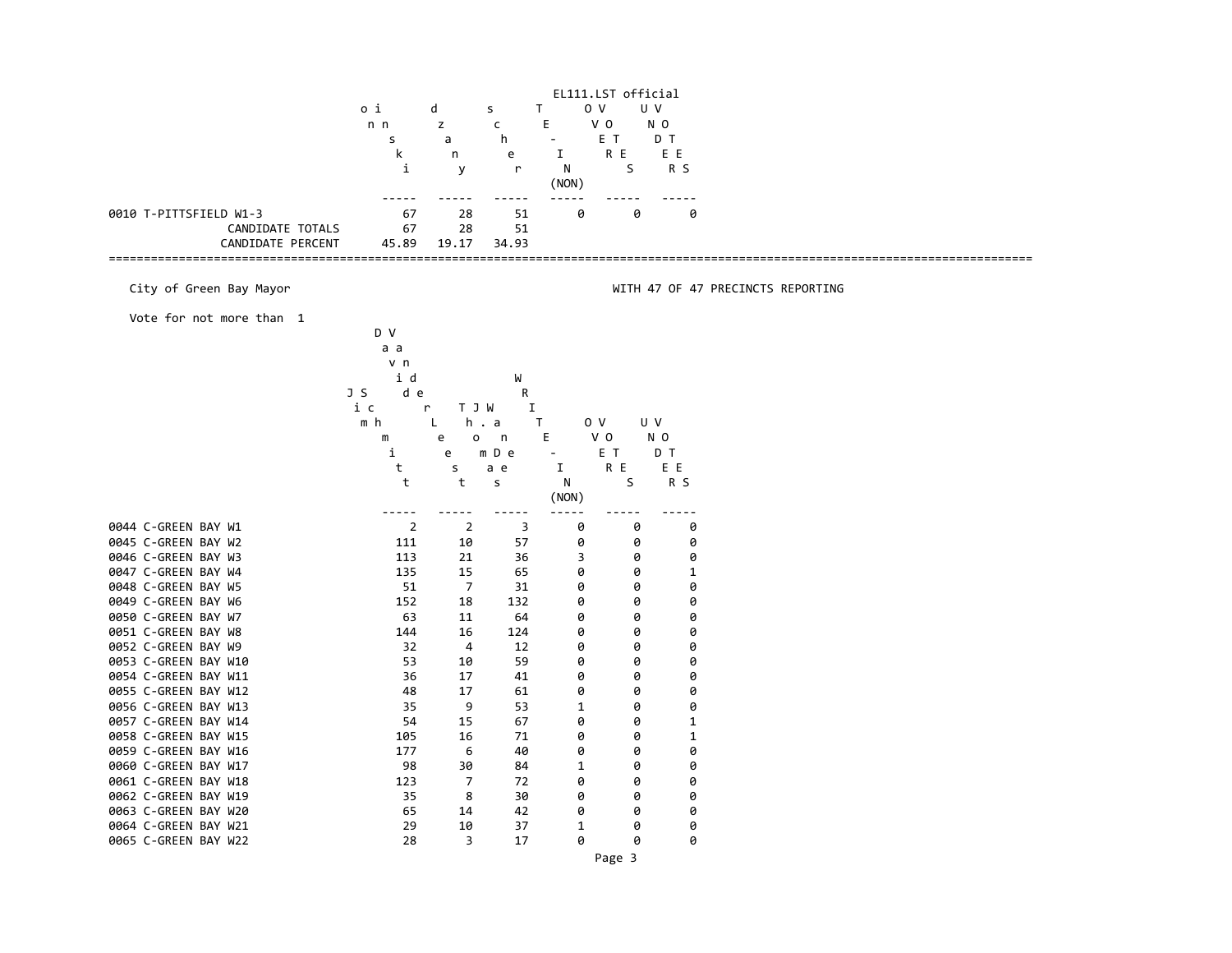EL111.LST official

| | ...onski | ...dzany | ...scher | WRITE-IN (NON) | OVERVOTES | UNDERVOTES |
|---|---|---|---|---|---|---|
| 0010 T-PITTSFIELD W1-3 | 67 | 28 | 51 | 0 | 0 | 0 |
| CANDIDATE TOTALS | 67 | 28 | 51 | | | |
| CANDIDATE PERCENT | 45.89 | 19.17 | 34.93 | | | |

City of Green Bay Mayor — WITH 47 OF 47 PRECINCTS REPORTING

Vote for not more than 1

| | Jim Schmitt | David VanderLeest | Thomas J. DeWane | WRITE-IN (NON) | OVERVOTES | UNDERVOTES |
|---|---|---|---|---|---|---|
| 0044 C-GREEN BAY W1 | 2 | 2 | 3 | 0 | 0 | 0 |
| 0045 C-GREEN BAY W2 | 111 | 10 | 57 | 0 | 0 | 0 |
| 0046 C-GREEN BAY W3 | 113 | 21 | 36 | 3 | 0 | 0 |
| 0047 C-GREEN BAY W4 | 135 | 15 | 65 | 0 | 0 | 1 |
| 0048 C-GREEN BAY W5 | 51 | 7 | 31 | 0 | 0 | 0 |
| 0049 C-GREEN BAY W6 | 152 | 18 | 132 | 0 | 0 | 0 |
| 0050 C-GREEN BAY W7 | 63 | 11 | 64 | 0 | 0 | 0 |
| 0051 C-GREEN BAY W8 | 144 | 16 | 124 | 0 | 0 | 0 |
| 0052 C-GREEN BAY W9 | 32 | 4 | 12 | 0 | 0 | 0 |
| 0053 C-GREEN BAY W10 | 53 | 10 | 59 | 0 | 0 | 0 |
| 0054 C-GREEN BAY W11 | 36 | 17 | 41 | 0 | 0 | 0 |
| 0055 C-GREEN BAY W12 | 48 | 17 | 61 | 0 | 0 | 0 |
| 0056 C-GREEN BAY W13 | 35 | 9 | 53 | 1 | 0 | 0 |
| 0057 C-GREEN BAY W14 | 54 | 15 | 67 | 0 | 0 | 1 |
| 0058 C-GREEN BAY W15 | 105 | 16 | 71 | 0 | 0 | 1 |
| 0059 C-GREEN BAY W16 | 177 | 6 | 40 | 0 | 0 | 0 |
| 0060 C-GREEN BAY W17 | 98 | 30 | 84 | 1 | 0 | 0 |
| 0061 C-GREEN BAY W18 | 123 | 7 | 72 | 0 | 0 | 0 |
| 0062 C-GREEN BAY W19 | 35 | 8 | 30 | 0 | 0 | 0 |
| 0063 C-GREEN BAY W20 | 65 | 14 | 42 | 0 | 0 | 0 |
| 0064 C-GREEN BAY W21 | 29 | 10 | 37 | 1 | 0 | 0 |
| 0065 C-GREEN BAY W22 | 28 | 3 | 17 | 0 | 0 | 0 |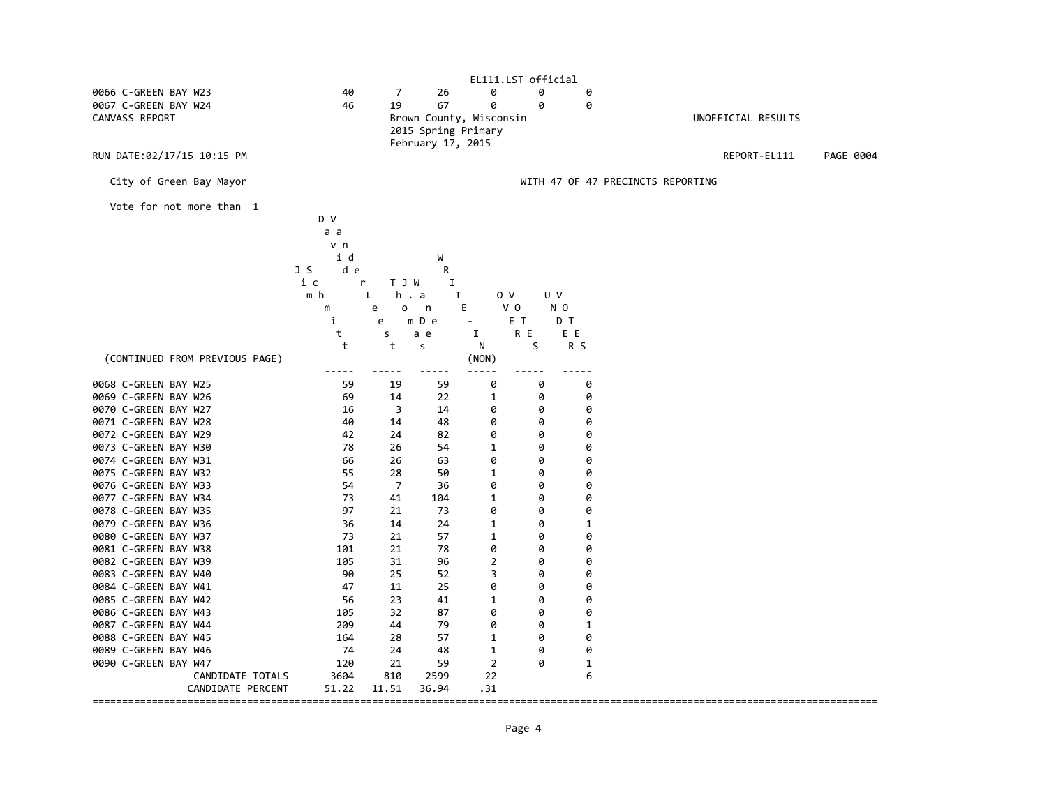| | | | | | | |
|---|---|---|---|---|---|---|
| 0066 C-GREEN BAY W23 | 40 | 7 | 26 | 0 | 0 | 0 |
| 0067 C-GREEN BAY W24 | 46 | 19 | 67 | 0 | 0 | 0 |

CANVASS REPORT

Brown County, Wisconsin
2015 Spring Primary
February 17, 2015

UNOFFICIAL RESULTS

RUN DATE:02/17/15 10:15 PM

REPORT-EL111 PAGE 0004

City of Green Bay Mayor

WITH 47 OF 47 PRECINCTS REPORTING

Vote for not more than 1

(CONTINUED FROM PREVIOUS PAGE)

| | Jim Schmitt | David Van Der Leest | Tom De Wane | WRITE-IN (NON) | OVER VOTES | UNDER VOTES |
|---|---|---|---|---|---|---|
| 0068 C-GREEN BAY W25 | 59 | 19 | 59 | 0 | 0 | 0 |
| 0069 C-GREEN BAY W26 | 69 | 14 | 22 | 1 | 0 | 0 |
| 0070 C-GREEN BAY W27 | 16 | 3 | 14 | 0 | 0 | 0 |
| 0071 C-GREEN BAY W28 | 40 | 14 | 48 | 0 | 0 | 0 |
| 0072 C-GREEN BAY W29 | 42 | 24 | 82 | 0 | 0 | 0 |
| 0073 C-GREEN BAY W30 | 78 | 26 | 54 | 1 | 0 | 0 |
| 0074 C-GREEN BAY W31 | 66 | 26 | 63 | 0 | 0 | 0 |
| 0075 C-GREEN BAY W32 | 55 | 28 | 50 | 1 | 0 | 0 |
| 0076 C-GREEN BAY W33 | 54 | 7 | 36 | 0 | 0 | 0 |
| 0077 C-GREEN BAY W34 | 73 | 41 | 104 | 1 | 0 | 0 |
| 0078 C-GREEN BAY W35 | 97 | 21 | 73 | 0 | 0 | 0 |
| 0079 C-GREEN BAY W36 | 36 | 14 | 24 | 1 | 0 | 1 |
| 0080 C-GREEN BAY W37 | 73 | 21 | 57 | 1 | 0 | 0 |
| 0081 C-GREEN BAY W38 | 101 | 21 | 78 | 0 | 0 | 0 |
| 0082 C-GREEN BAY W39 | 105 | 31 | 96 | 2 | 0 | 0 |
| 0083 C-GREEN BAY W40 | 90 | 25 | 52 | 3 | 0 | 0 |
| 0084 C-GREEN BAY W41 | 47 | 11 | 25 | 0 | 0 | 0 |
| 0085 C-GREEN BAY W42 | 56 | 23 | 41 | 1 | 0 | 0 |
| 0086 C-GREEN BAY W43 | 105 | 32 | 87 | 0 | 0 | 0 |
| 0087 C-GREEN BAY W44 | 209 | 44 | 79 | 0 | 0 | 1 |
| 0088 C-GREEN BAY W45 | 164 | 28 | 57 | 1 | 0 | 0 |
| 0089 C-GREEN BAY W46 | 74 | 24 | 48 | 1 | 0 | 0 |
| 0090 C-GREEN BAY W47 | 120 | 21 | 59 | 2 | 0 | 1 |
| CANDIDATE TOTALS | 3604 | 810 | 2599 | 22 | | 6 |
| CANDIDATE PERCENT | 51.22 | 11.51 | 36.94 | .31 | | |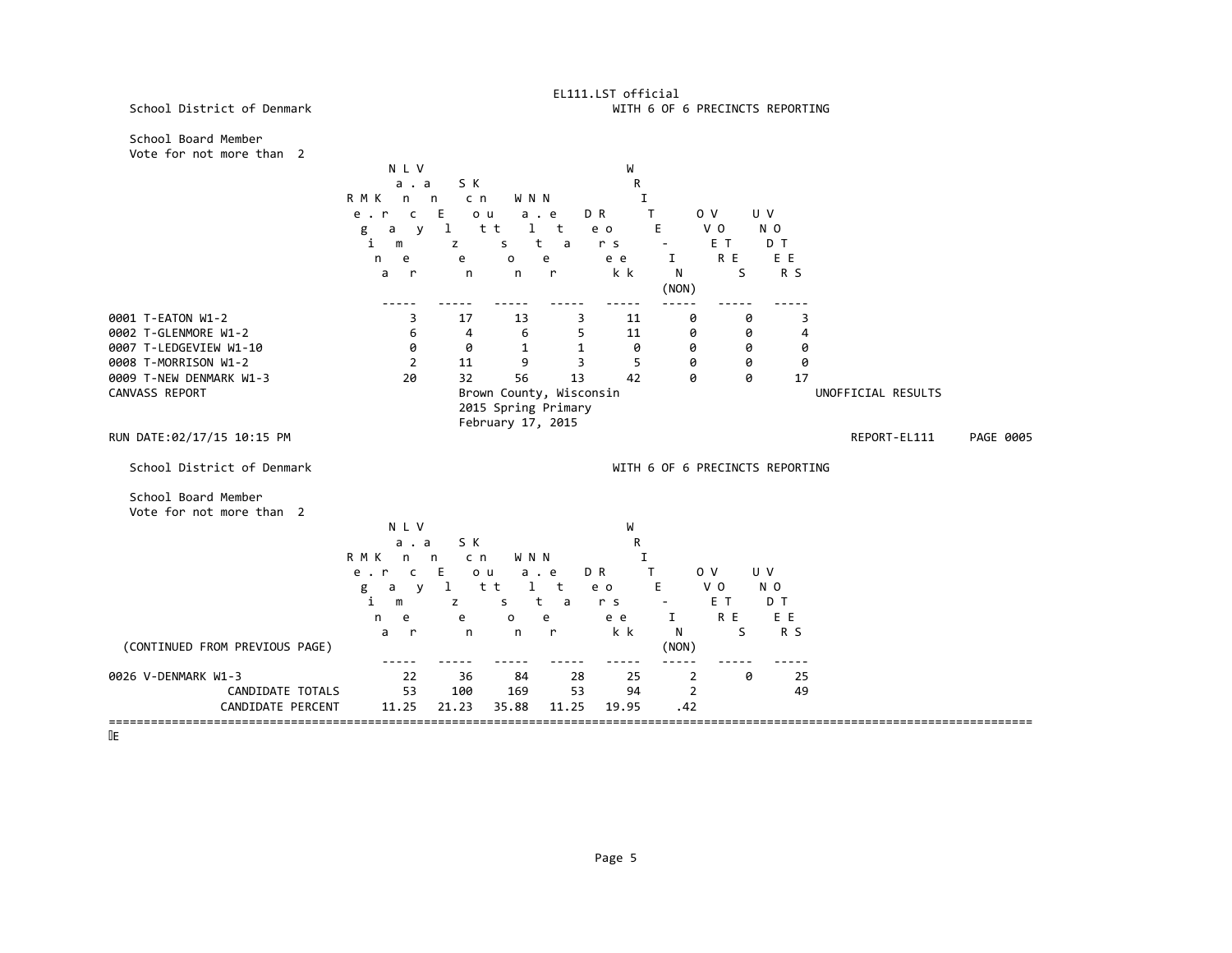EL111.LST official

School District of Denmark — WITH 6 OF 6 PRECINCTS REPORTING

School Board Member
Vote for not more than 2

| | Regina M. Kramer | Nancy L. VanElzen | Scott Knutson | Walter N. Neta | Derek Rosek | WRITE-IN (NON) | OVER VOTES | UNDER VOTES |
|---|---|---|---|---|---|---|---|---|
| 0001 T-EATON W1-2 | 3 | 17 | 13 | 3 | 11 | 0 | 0 | 3 |
| 0002 T-GLENMORE W1-2 | 6 | 4 | 6 | 5 | 11 | 0 | 0 | 4 |
| 0007 T-LEDGEVIEW W1-10 | 0 | 0 | 1 | 1 | 0 | 0 | 0 | 0 |
| 0008 T-MORRISON W1-2 | 2 | 11 | 9 | 3 | 5 | 0 | 0 | 0 |
| 0009 T-NEW DENMARK W1-3 | 20 | 32 | 56 | 13 | 42 | 0 | 0 | 17 |
| 0026 V-DENMARK W1-3 | 22 | 36 | 84 | 28 | 25 | 2 | 0 | 25 |
| CANDIDATE TOTALS | 53 | 100 | 169 | 53 | 94 | 2 | | 49 |
| CANDIDATE PERCENT | 11.25 | 21.23 | 35.88 | 11.25 | 19.95 | .42 | | |

CANVASS REPORT — Brown County, Wisconsin — 2015 Spring Primary — February 17, 2015 — UNOFFICIAL RESULTS

RUN DATE:02/17/15 10:15 PM — REPORT-EL111 PAGE 0005

(CONTINUED FROM PREVIOUS PAGE)